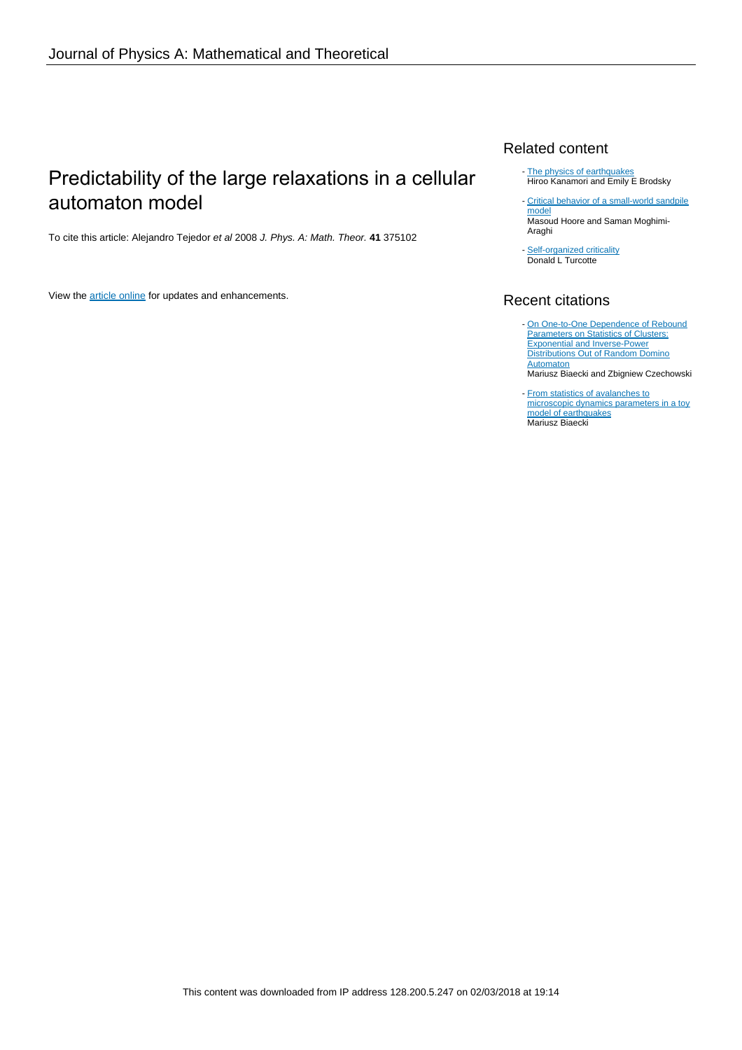Journal of Physics A: Mathematical and Theoretical

# Predictability of the large relaxations in a cellular automaton model

To cite this article: Alejandro Tejedor *et al* 2008 *J. Phys. A: Math. Theor.* **41** 375102

View the article online for updates and enhancements.

## Related content

- The physics of earthquakes
  Hiroo Kanamori and Emily E Brodsky
- Critical behavior of a small-world sandpile model
  Masoud Hoore and Saman Moghimi-Araghi
- Self-organized criticality
  Donald L Turcotte

## Recent citations

- On One-to-One Dependence of Rebound Parameters on Statistics of Clusters: Exponential and Inverse-Power Distributions Out of Random Domino Automaton
  Mariusz Biaecki and Zbigniew Czechowski
- From statistics of avalanches to microscopic dynamics parameters in a toy model of earthquakes
  Mariusz Biaecki

This content was downloaded from IP address 128.200.5.247 on 02/03/2018 at 19:14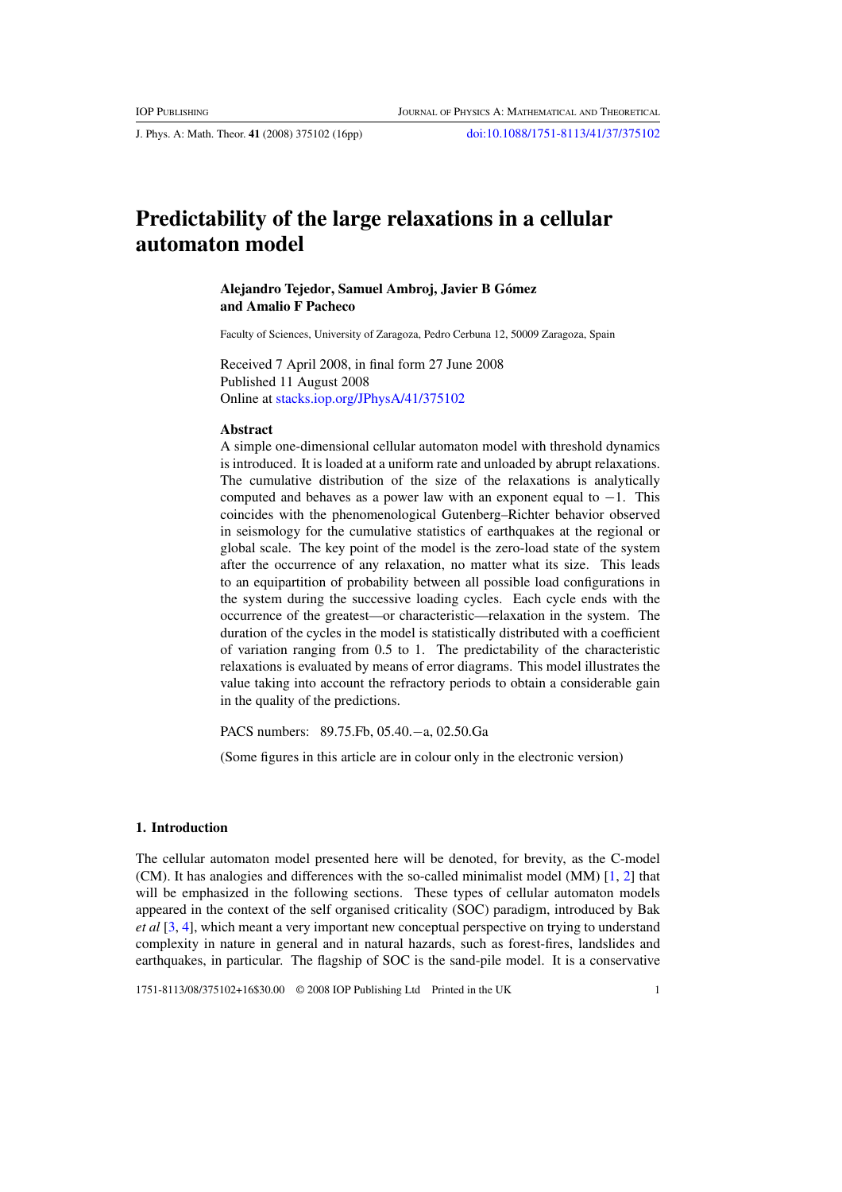# Predictability of the large relaxations in a cellular automaton model

**Alejandro Tejedor, Samuel Ambroj, Javier B Gómez and Amalio F Pacheco**

Faculty of Sciences, University of Zaragoza, Pedro Cerbuna 12, 50009 Zaragoza, Spain

Received 7 April 2008, in final form 27 June 2008
Published 11 August 2008
Online at stacks.iop.org/JPhysA/41/375102

### Abstract

A simple one-dimensional cellular automaton model with threshold dynamics is introduced. It is loaded at a uniform rate and unloaded by abrupt relaxations. The cumulative distribution of the size of the relaxations is analytically computed and behaves as a power law with an exponent equal to $-1$. This coincides with the phenomenological Gutenberg–Richter behavior observed in seismology for the cumulative statistics of earthquakes at the regional or global scale. The key point of the model is the zero-load state of the system after the occurrence of any relaxation, no matter what its size. This leads to an equipartition of probability between all possible load configurations in the system during the successive loading cycles. Each cycle ends with the occurrence of the greatest—or characteristic—relaxation in the system. The duration of the cycles in the model is statistically distributed with a coefficient of variation ranging from 0.5 to 1. The predictability of the characteristic relaxations is evaluated by means of error diagrams. This model illustrates the value taking into account the refractory periods to obtain a considerable gain in the quality of the predictions.

PACS numbers: 89.75.Fb, 05.40.−a, 02.50.Ga

(Some figures in this article are in colour only in the electronic version)

## 1. Introduction

The cellular automaton model presented here will be denoted, for brevity, as the C-model (CM). It has analogies and differences with the so-called minimalist model (MM) [1, 2] that will be emphasized in the following sections. These types of cellular automaton models appeared in the context of the self organised criticality (SOC) paradigm, introduced by Bak *et al* [3, 4], which meant a very important new conceptual perspective on trying to understand complexity in nature in general and in natural hazards, such as forest-fires, landslides and earthquakes, in particular. The flagship of SOC is the sand-pile model. It is a conservative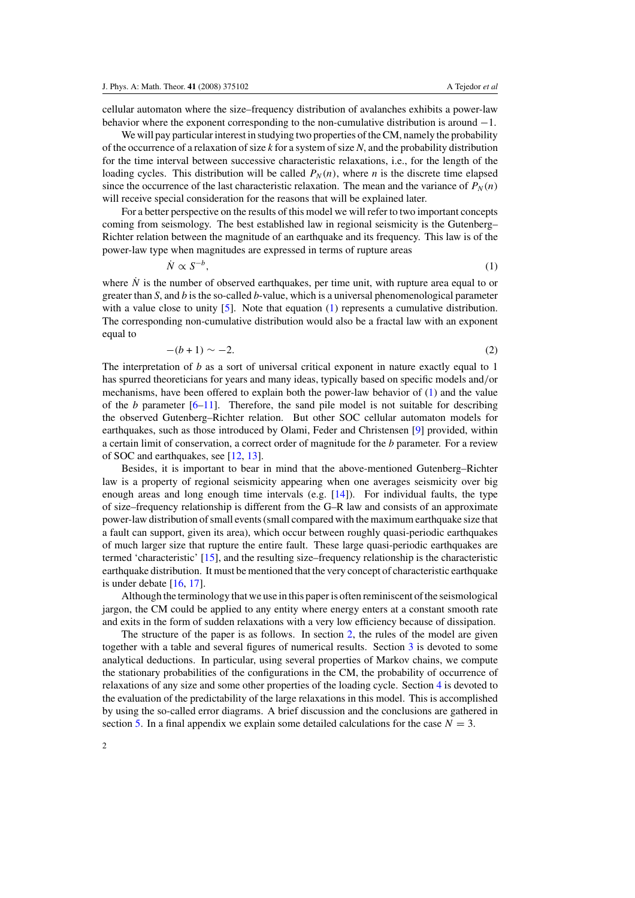cellular automaton where the size–frequency distribution of avalanches exhibits a power-law behavior where the exponent corresponding to the non-cumulative distribution is around $-1$.

We will pay particular interest in studying two properties of the CM, namely the probability of the occurrence of a relaxation of size $k$ for a system of size $N$, and the probability distribution for the time interval between successive characteristic relaxations, i.e., for the length of the loading cycles. This distribution will be called $P_N(n)$, where $n$ is the discrete time elapsed since the occurrence of the last characteristic relaxation. The mean and the variance of $P_N(n)$ will receive special consideration for the reasons that will be explained later.

For a better perspective on the results of this model we will refer to two important concepts coming from seismology. The best established law in regional seismicity is the Gutenberg–Richter relation between the magnitude of an earthquake and its frequency. This law is of the power-law type when magnitudes are expressed in terms of rupture areas

$$\dot{N} \propto S^{-b}, \tag{1}$$

where $\dot{N}$ is the number of observed earthquakes, per time unit, with rupture area equal to or greater than $S$, and $b$ is the so-called $b$-value, which is a universal phenomenological parameter with a value close to unity [5]. Note that equation (1) represents a cumulative distribution. The corresponding non-cumulative distribution would also be a fractal law with an exponent equal to

$$-(b+1) \sim -2. \tag{2}$$

The interpretation of $b$ as a sort of universal critical exponent in nature exactly equal to 1 has spurred theoreticians for years and many ideas, typically based on specific models and/or mechanisms, have been offered to explain both the power-law behavior of (1) and the value of the $b$ parameter [6–11]. Therefore, the sand pile model is not suitable for describing the observed Gutenberg–Richter relation. But other SOC cellular automaton models for earthquakes, such as those introduced by Olami, Feder and Christensen [9] provided, within a certain limit of conservation, a correct order of magnitude for the $b$ parameter. For a review of SOC and earthquakes, see [12, 13].

Besides, it is important to bear in mind that the above-mentioned Gutenberg–Richter law is a property of regional seismicity appearing when one averages seismicity over big enough areas and long enough time intervals (e.g. [14]). For individual faults, the type of size–frequency relationship is different from the G–R law and consists of an approximate power-law distribution of small events (small compared with the maximum earthquake size that a fault can support, given its area), which occur between roughly quasi-periodic earthquakes of much larger size that rupture the entire fault. These large quasi-periodic earthquakes are termed 'characteristic' [15], and the resulting size–frequency relationship is the characteristic earthquake distribution. It must be mentioned that the very concept of characteristic earthquake is under debate [16, 17].

Although the terminology that we use in this paper is often reminiscent of the seismological jargon, the CM could be applied to any entity where energy enters at a constant smooth rate and exits in the form of sudden relaxations with a very low efficiency because of dissipation.

The structure of the paper is as follows. In section 2, the rules of the model are given together with a table and several figures of numerical results. Section 3 is devoted to some analytical deductions. In particular, using several properties of Markov chains, we compute the stationary probabilities of the configurations in the CM, the probability of occurrence of relaxations of any size and some other properties of the loading cycle. Section 4 is devoted to the evaluation of the predictability of the large relaxations in this model. This is accomplished by using the so-called error diagrams. A brief discussion and the conclusions are gathered in section 5. In a final appendix we explain some detailed calculations for the case $N = 3$.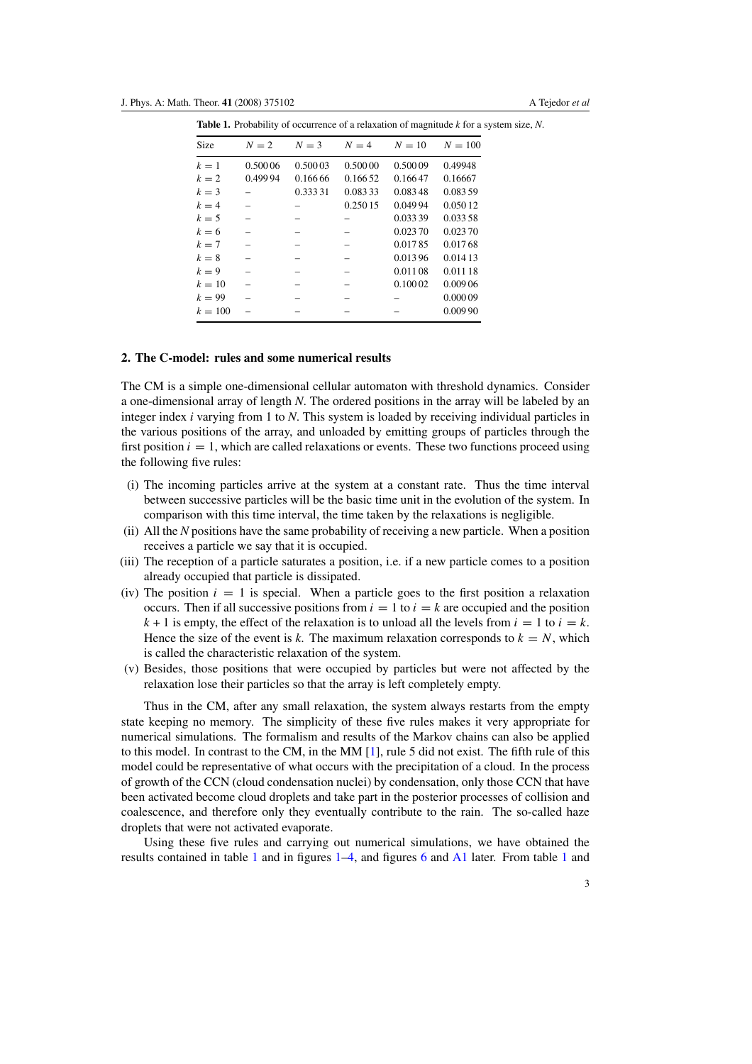**Table 1.** Probability of occurrence of a relaxation of magnitude $k$ for a system size, $N$.

| Size | $N = 2$ | $N = 3$ | $N = 4$ | $N = 10$ | $N = 100$ |
|---|---|---|---|---|---|
| $k = 1$ | 0.500 06 | 0.500 03 | 0.500 00 | 0.500 09 | 0.49948 |
| $k = 2$ | 0.499 94 | 0.166 66 | 0.166 52 | 0.166 47 | 0.16667 |
| $k = 3$ | – | 0.333 31 | 0.083 33 | 0.083 48 | 0.083 59 |
| $k = 4$ | – | – | 0.250 15 | 0.049 94 | 0.050 12 |
| $k = 5$ | – | – | – | 0.033 39 | 0.033 58 |
| $k = 6$ | – | – | – | 0.023 70 | 0.023 70 |
| $k = 7$ | – | – | – | 0.017 85 | 0.017 68 |
| $k = 8$ | – | – | – | 0.013 96 | 0.014 13 |
| $k = 9$ | – | – | – | 0.011 08 | 0.011 18 |
| $k = 10$ | – | – | – | 0.100 02 | 0.009 06 |
| $k = 99$ | – | – | – | – | 0.000 09 |
| $k = 100$ | – | – | – | – | 0.009 90 |

## 2. The C-model: rules and some numerical results

The CM is a simple one-dimensional cellular automaton with threshold dynamics. Consider a one-dimensional array of length $N$. The ordered positions in the array will be labeled by an integer index $i$ varying from 1 to $N$. This system is loaded by receiving individual particles in the various positions of the array, and unloaded by emitting groups of particles through the first position $i = 1$, which are called relaxations or events. These two functions proceed using the following five rules:

(i) The incoming particles arrive at the system at a constant rate. Thus the time interval between successive particles will be the basic time unit in the evolution of the system. In comparison with this time interval, the time taken by the relaxations is negligible.

(ii) All the $N$ positions have the same probability of receiving a new particle. When a position receives a particle we say that it is occupied.

(iii) The reception of a particle saturates a position, i.e. if a new particle comes to a position already occupied that particle is dissipated.

(iv) The position $i = 1$ is special. When a particle goes to the first position a relaxation occurs. Then if all successive positions from $i = 1$ to $i = k$ are occupied and the position $k + 1$ is empty, the effect of the relaxation is to unload all the levels from $i = 1$ to $i = k$. Hence the size of the event is $k$. The maximum relaxation corresponds to $k = N$, which is called the characteristic relaxation of the system.

(v) Besides, those positions that were occupied by particles but were not affected by the relaxation lose their particles so that the array is left completely empty.

Thus in the CM, after any small relaxation, the system always restarts from the empty state keeping no memory. The simplicity of these five rules makes it very appropriate for numerical simulations. The formalism and results of the Markov chains can also be applied to this model. In contrast to the CM, in the MM [1], rule 5 did not exist. The fifth rule of this model could be representative of what occurs with the precipitation of a cloud. In the process of growth of the CCN (cloud condensation nuclei) by condensation, only those CCN that have been activated become cloud droplets and take part in the posterior processes of collision and coalescence, and therefore only they eventually contribute to the rain. The so-called haze droplets that were not activated evaporate.

Using these five rules and carrying out numerical simulations, we have obtained the results contained in table 1 and in figures 1–4, and figures 6 and A1 later. From table 1 and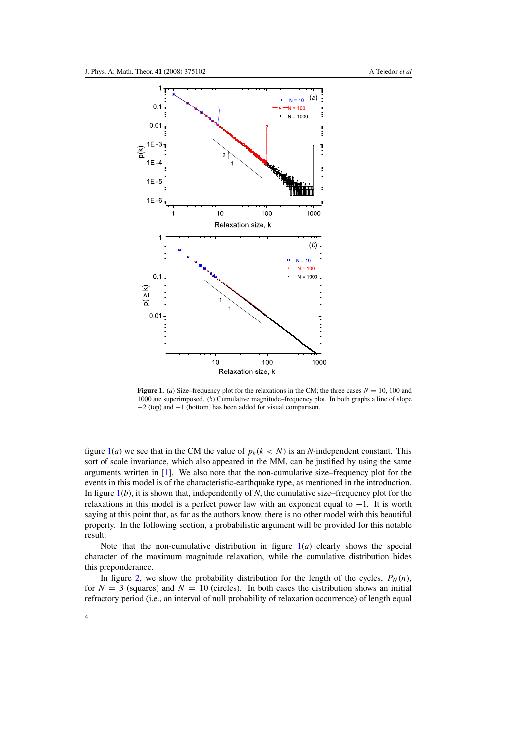**Figure 1.** (*a*) Size–frequency plot for the relaxations in the CM; the three cases $N = 10$, 100 and 1000 are superimposed. (*b*) Cumulative magnitude–frequency plot. In both graphs a line of slope $-2$ (top) and $-1$ (bottom) has been added for visual comparison.

figure 1(*a*) we see that in the CM the value of $p_k(k < N)$ is an *N*-independent constant. This sort of scale invariance, which also appeared in the MM, can be justified by using the same arguments written in [1]. We also note that the non-cumulative size–frequency plot for the events in this model is of the characteristic-earthquake type, as mentioned in the introduction. In figure 1(*b*), it is shown that, independently of *N*, the cumulative size–frequency plot for the relaxations in this model is a perfect power law with an exponent equal to $-1$. It is worth saying at this point that, as far as the authors know, there is no other model with this beautiful property. In the following section, a probabilistic argument will be provided for this notable result.

Note that the non-cumulative distribution in figure 1(*a*) clearly shows the special character of the maximum magnitude relaxation, while the cumulative distribution hides this preponderance.

In figure 2, we show the probability distribution for the length of the cycles, $P_N(n)$, for $N = 3$ (squares) and $N = 10$ (circles). In both cases the distribution shows an initial refractory period (i.e., an interval of null probability of relaxation occurrence) of length equal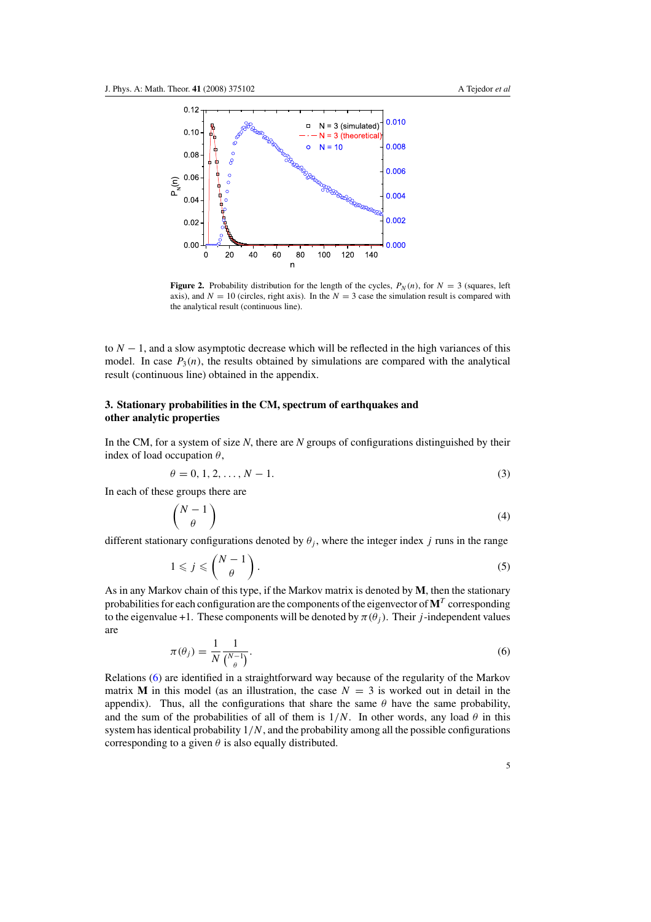**Figure 2.** Probability distribution for the length of the cycles, $P_N(n)$, for $N = 3$ (squares, left axis), and $N = 10$ (circles, right axis). In the $N = 3$ case the simulation result is compared with the analytical result (continuous line).

to $N - 1$, and a slow asymptotic decrease which will be reflected in the high variances of this model. In case $P_3(n)$, the results obtained by simulations are compared with the analytical result (continuous line) obtained in the appendix.

## 3. Stationary probabilities in the CM, spectrum of earthquakes and other analytic properties

In the CM, for a system of size $N$, there are $N$ groups of configurations distinguished by their index of load occupation $\theta$,

$$\theta = 0, 1, 2, \ldots, N - 1. \tag{3}$$

In each of these groups there are

$$\binom{N-1}{\theta} \tag{4}$$

different stationary configurations denoted by $\theta_j$, where the integer index $j$ runs in the range

$$1 \leqslant j \leqslant \binom{N-1}{\theta}. \tag{5}$$

As in any Markov chain of this type, if the Markov matrix is denoted by $\mathbf{M}$, then the stationary probabilities for each configuration are the components of the eigenvector of $\mathbf{M}^T$ corresponding to the eigenvalue +1. These components will be denoted by $\pi(\theta_j)$. Their $j$-independent values are

$$\pi(\theta_j) = \frac{1}{N} \frac{1}{\binom{N-1}{\theta}}. \tag{6}$$

Relations (6) are identified in a straightforward way because of the regularity of the Markov matrix $\mathbf{M}$ in this model (as an illustration, the case $N = 3$ is worked out in detail in the appendix). Thus, all the configurations that share the same $\theta$ have the same probability, and the sum of the probabilities of all of them is $1/N$. In other words, any load $\theta$ in this system has identical probability $1/N$, and the probability among all the possible configurations corresponding to a given $\theta$ is also equally distributed.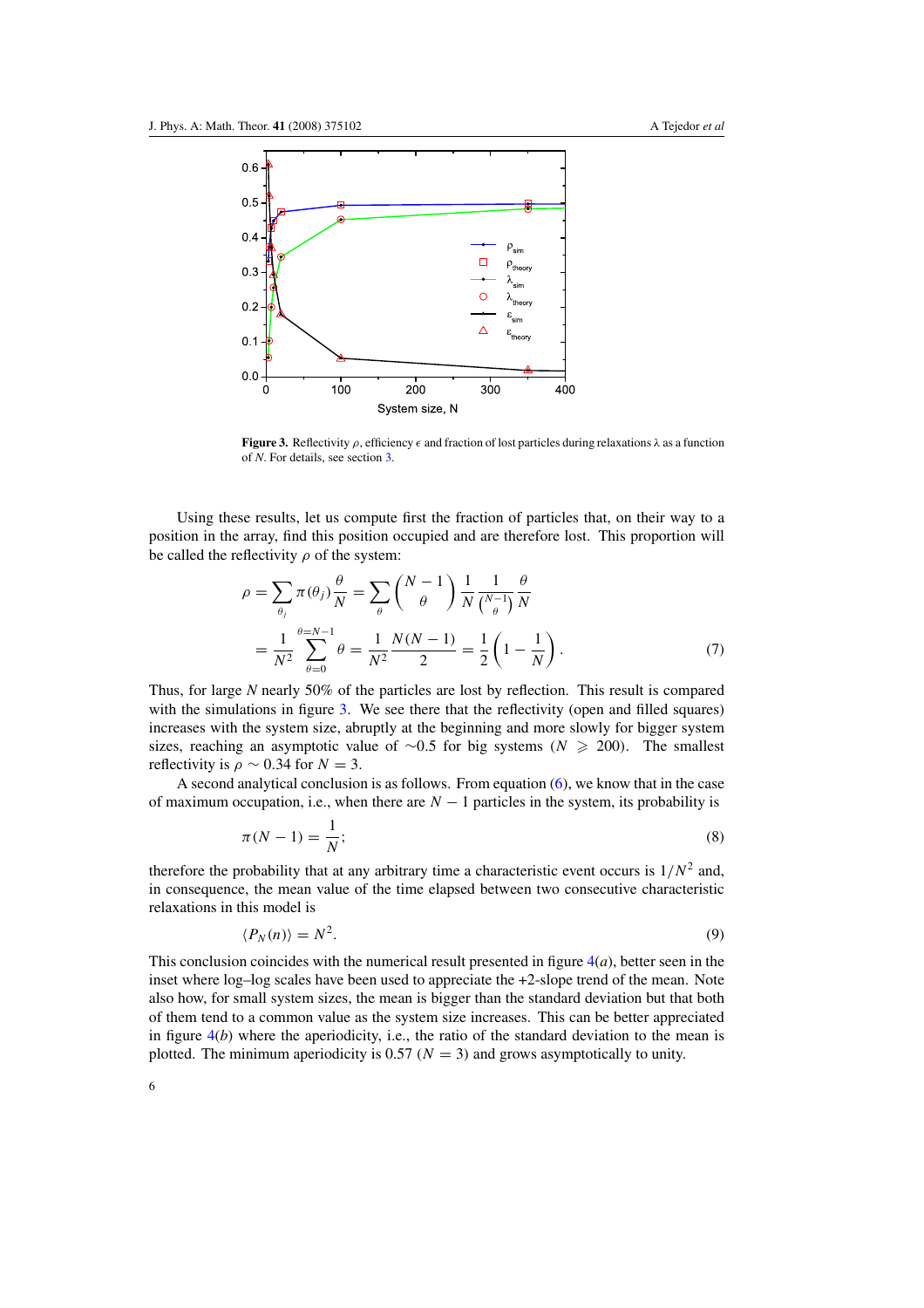Figure 3. Reflectivity $\rho$, efficiency $\epsilon$ and fraction of lost particles during relaxations $\lambda$ as a function of $N$. For details, see section 3.

Using these results, let us compute first the fraction of particles that, on their way to a position in the array, find this position occupied and are therefore lost. This proportion will be called the reflectivity $\rho$ of the system:

$$
\rho = \sum_{\theta_j} \pi(\theta_j) \frac{\theta}{N} = \sum_{\theta} \binom{N-1}{\theta} \frac{1}{N} \frac{1}{\binom{N-1}{\theta}} \frac{\theta}{N}
$$

$$
= \frac{1}{N^2} \sum_{\theta=0}^{\theta=N-1} \theta = \frac{1}{N^2} \frac{N(N-1)}{2} = \frac{1}{2}\left(1 - \frac{1}{N}\right). \tag{7}
$$

Thus, for large $N$ nearly 50% of the particles are lost by reflection. This result is compared with the simulations in figure 3. We see there that the reflectivity (open and filled squares) increases with the system size, abruptly at the beginning and more slowly for bigger system sizes, reaching an asymptotic value of $\sim$0.5 for big systems ($N \geqslant 200$). The smallest reflectivity is $\rho \sim 0.34$ for $N = 3$.

A second analytical conclusion is as follows. From equation (6), we know that in the case of maximum occupation, i.e., when there are $N - 1$ particles in the system, its probability is

$$
\pi(N-1) = \frac{1}{N}; \tag{8}
$$

therefore the probability that at any arbitrary time a characteristic event occurs is $1/N^2$ and, in consequence, the mean value of the time elapsed between two consecutive characteristic relaxations in this model is

$$
\langle P_N(n) \rangle = N^2. \tag{9}
$$

This conclusion coincides with the numerical result presented in figure 4($a$), better seen in the inset where log–log scales have been used to appreciate the +2-slope trend of the mean. Note also how, for small system sizes, the mean is bigger than the standard deviation but that both of them tend to a common value as the system size increases. This can be better appreciated in figure 4($b$) where the aperiodicity, i.e., the ratio of the standard deviation to the mean is plotted. The minimum aperiodicity is 0.57 ($N = 3$) and grows asymptotically to unity.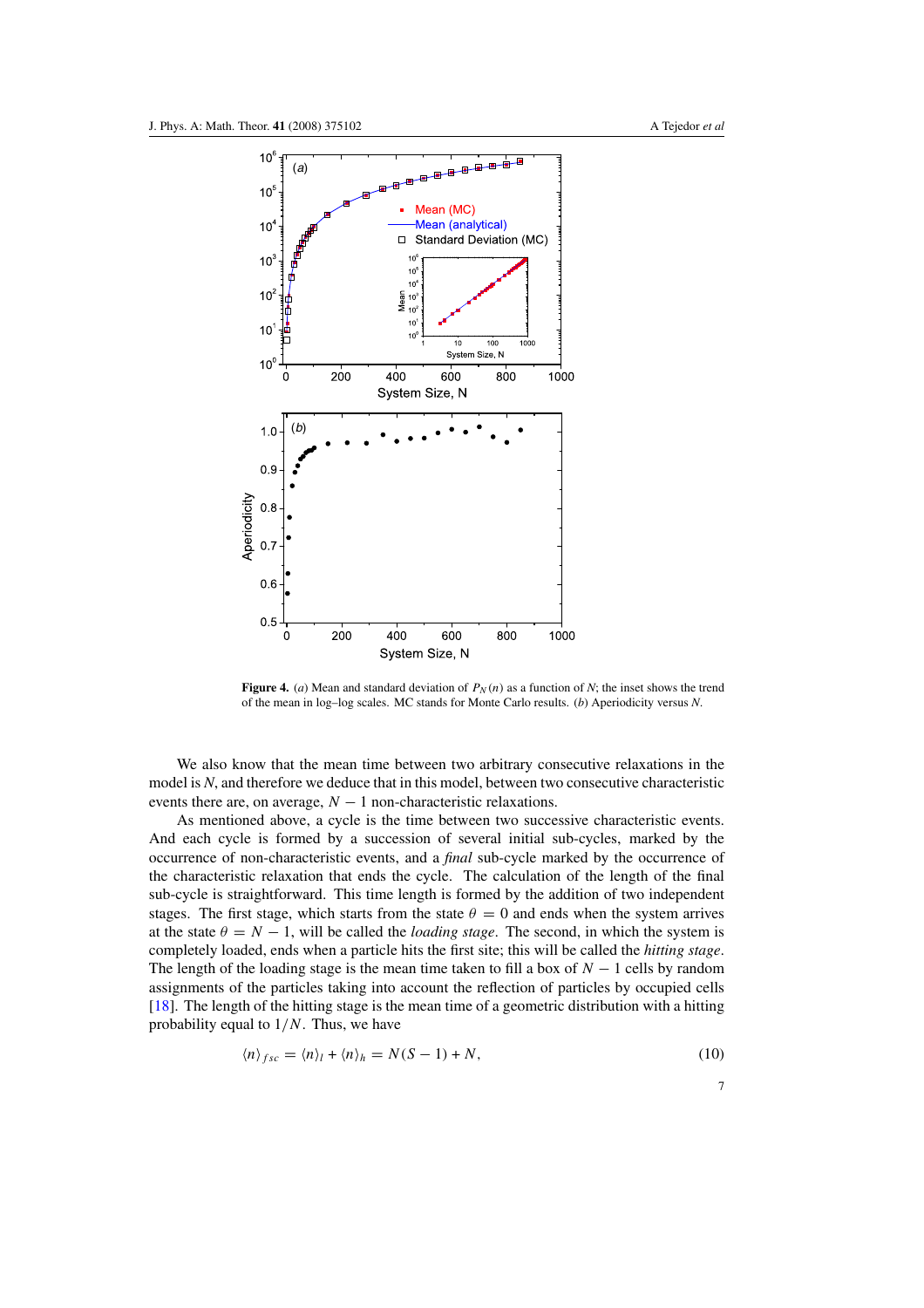**Figure 4.** (*a*) Mean and standard deviation of $P_N(n)$ as a function of *N*; the inset shows the trend of the mean in log–log scales. MC stands for Monte Carlo results. (*b*) Aperiodicity versus *N*.

We also know that the mean time between two arbitrary consecutive relaxations in the model is *N*, and therefore we deduce that in this model, between two consecutive characteristic events there are, on average, $N - 1$ non-characteristic relaxations.

As mentioned above, a cycle is the time between two successive characteristic events. And each cycle is formed by a succession of several initial sub-cycles, marked by the occurrence of non-characteristic events, and a *final* sub-cycle marked by the occurrence of the characteristic relaxation that ends the cycle. The calculation of the length of the final sub-cycle is straightforward. This time length is formed by the addition of two independent stages. The first stage, which starts from the state $\theta = 0$ and ends when the system arrives at the state $\theta = N - 1$, will be called the *loading stage*. The second, in which the system is completely loaded, ends when a particle hits the first site; this will be called the *hitting stage*. The length of the loading stage is the mean time taken to fill a box of $N - 1$ cells by random assignments of the particles taking into account the reflection of particles by occupied cells [18]. The length of the hitting stage is the mean time of a geometric distribution with a hitting probability equal to $1/N$. Thus, we have

$$\langle n \rangle_{fsc} = \langle n \rangle_l + \langle n \rangle_h = N(S - 1) + N, \tag{10}$$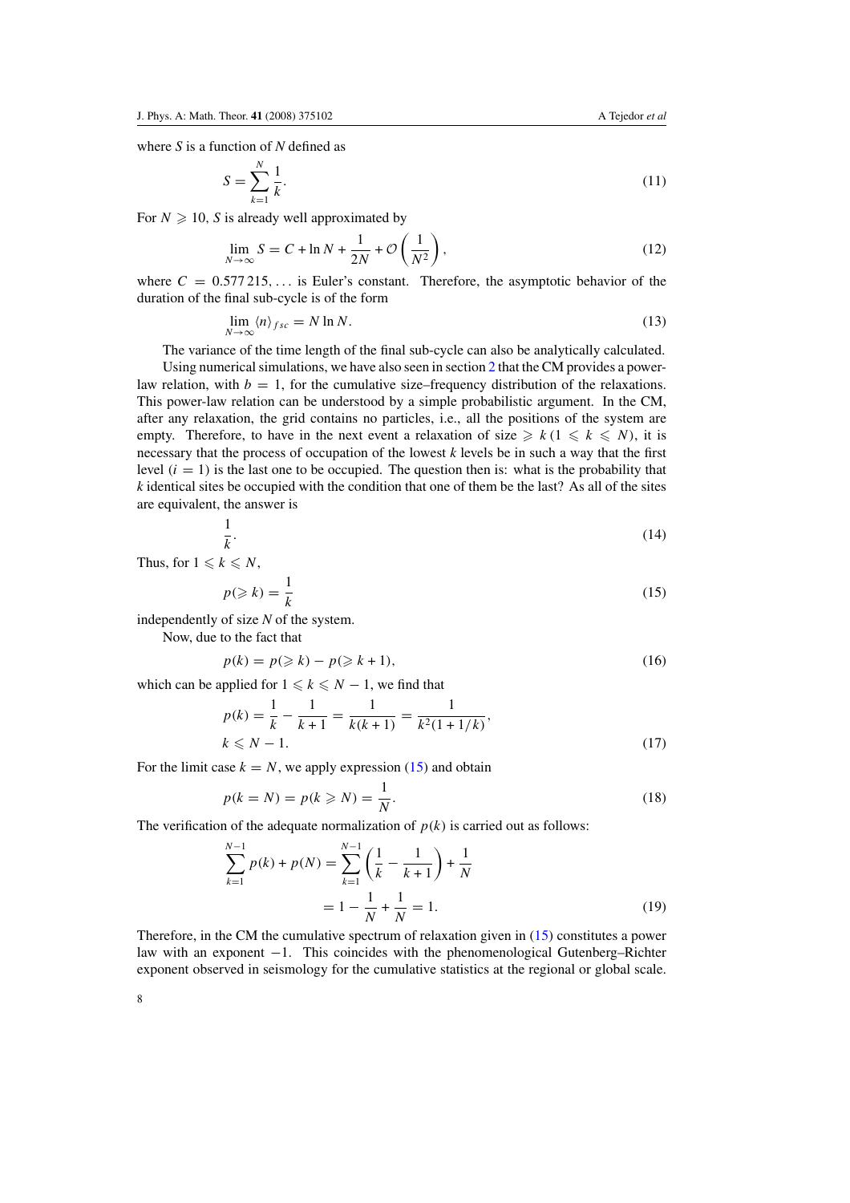where $S$ is a function of $N$ defined as

$$S = \sum_{k=1}^{N} \frac{1}{k}. \tag{11}$$

For $N \geqslant 10$, $S$ is already well approximated by

$$\lim_{N\to\infty} S = C + \ln N + \frac{1}{2N} + \mathcal{O}\left(\frac{1}{N^2}\right), \tag{12}$$

where $C = 0.577\,215, \ldots$ is Euler's constant. Therefore, the asymptotic behavior of the duration of the final sub-cycle is of the form

$$\lim_{N\to\infty} \langle n \rangle_{fsc} = N \ln N. \tag{13}$$

The variance of the time length of the final sub-cycle can also be analytically calculated.

Using numerical simulations, we have also seen in section 2 that the CM provides a power-law relation, with $b = 1$, for the cumulative size–frequency distribution of the relaxations. This power-law relation can be understood by a simple probabilistic argument. In the CM, after any relaxation, the grid contains no particles, i.e., all the positions of the system are empty. Therefore, to have in the next event a relaxation of size $\geqslant k\,(1 \leqslant k \leqslant N)$, it is necessary that the process of occupation of the lowest $k$ levels be in such a way that the first level ($i = 1$) is the last one to be occupied. The question then is: what is the probability that $k$ identical sites be occupied with the condition that one of them be the last? As all of the sites are equivalent, the answer is

$$\frac{1}{k}. \tag{14}$$

Thus, for $1 \leqslant k \leqslant N$,

$$p(\geqslant k) = \frac{1}{k} \tag{15}$$

independently of size $N$ of the system.

Now, due to the fact that

$$p(k) = p(\geqslant k) - p(\geqslant k+1), \tag{16}$$

which can be applied for $1 \leqslant k \leqslant N - 1$, we find that

$$p(k) = \frac{1}{k} - \frac{1}{k+1} = \frac{1}{k(k+1)} = \frac{1}{k^2(1+1/k)}, \quad k \leqslant N - 1. \tag{17}$$

For the limit case $k = N$, we apply expression (15) and obtain

$$p(k = N) = p(k \geqslant N) = \frac{1}{N}. \tag{18}$$

The verification of the adequate normalization of $p(k)$ is carried out as follows:

$$\sum_{k=1}^{N-1} p(k) + p(N) = \sum_{k=1}^{N-1} \left(\frac{1}{k} - \frac{1}{k+1}\right) + \frac{1}{N} = 1 - \frac{1}{N} + \frac{1}{N} = 1. \tag{19}$$

Therefore, in the CM the cumulative spectrum of relaxation given in (15) constitutes a power law with an exponent $-1$. This coincides with the phenomenological Gutenberg–Richter exponent observed in seismology for the cumulative statistics at the regional or global scale.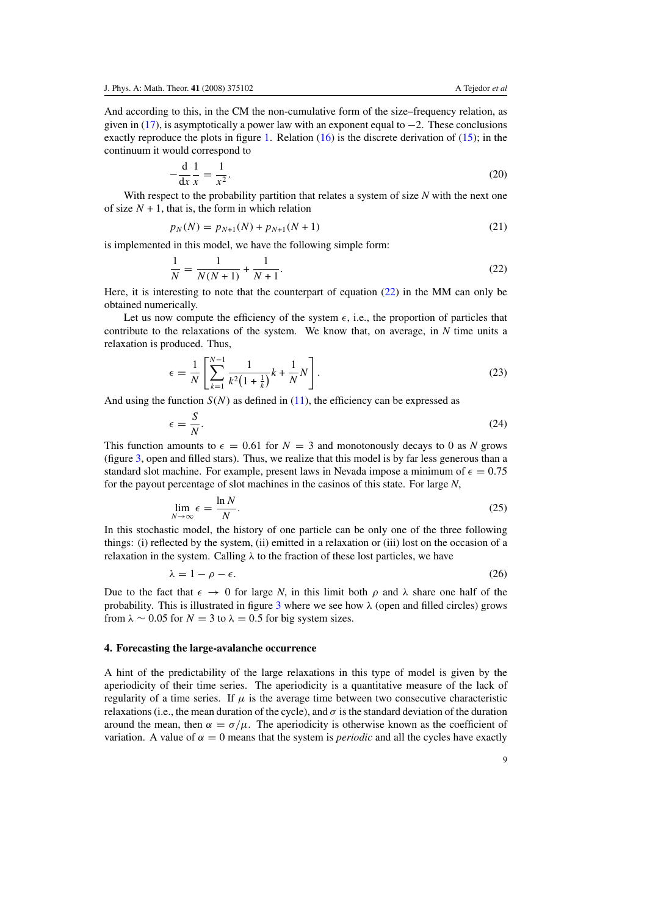And according to this, in the CM the non-cumulative form of the size–frequency relation, as given in (17), is asymptotically a power law with an exponent equal to −2. These conclusions exactly reproduce the plots in figure 1. Relation (16) is the discrete derivation of (15); in the continuum it would correspond to

$$-\frac{\mathrm{d}}{\mathrm{d}x}\frac{1}{x} = \frac{1}{x^2}. \tag{20}$$

With respect to the probability partition that relates a system of size $N$ with the next one of size $N+1$, that is, the form in which relation

$$p_N(N) = p_{N+1}(N) + p_{N+1}(N+1) \tag{21}$$

is implemented in this model, we have the following simple form:

$$\frac{1}{N} = \frac{1}{N(N+1)} + \frac{1}{N+1}. \tag{22}$$

Here, it is interesting to note that the counterpart of equation (22) in the MM can only be obtained numerically.

Let us now compute the efficiency of the system $\epsilon$, i.e., the proportion of particles that contribute to the relaxations of the system. We know that, on average, in $N$ time units a relaxation is produced. Thus,

$$\epsilon = \frac{1}{N}\left[\sum_{k=1}^{N-1}\frac{1}{k^2\left(1+\frac{1}{k}\right)}k + \frac{1}{N}N\right]. \tag{23}$$

And using the function $S(N)$ as defined in (11), the efficiency can be expressed as

$$\epsilon = \frac{S}{N}. \tag{24}$$

This function amounts to $\epsilon = 0.61$ for $N = 3$ and monotonously decays to 0 as $N$ grows (figure 3, open and filled stars). Thus, we realize that this model is by far less generous than a standard slot machine. For example, present laws in Nevada impose a minimum of $\epsilon = 0.75$ for the payout percentage of slot machines in the casinos of this state. For large $N$,

$$\lim_{N\to\infty}\epsilon = \frac{\ln N}{N}. \tag{25}$$

In this stochastic model, the history of one particle can be only one of the three following things: (i) reflected by the system, (ii) emitted in a relaxation or (iii) lost on the occasion of a relaxation in the system. Calling $\lambda$ to the fraction of these lost particles, we have

$$\lambda = 1 - \rho - \epsilon. \tag{26}$$

Due to the fact that $\epsilon \to 0$ for large $N$, in this limit both $\rho$ and $\lambda$ share one half of the probability. This is illustrated in figure 3 where we see how $\lambda$ (open and filled circles) grows from $\lambda \sim 0.05$ for $N = 3$ to $\lambda = 0.5$ for big system sizes.

## 4. Forecasting the large-avalanche occurrence

A hint of the predictability of the large relaxations in this type of model is given by the aperiodicity of their time series. The aperiodicity is a quantitative measure of the lack of regularity of a time series. If $\mu$ is the average time between two consecutive characteristic relaxations (i.e., the mean duration of the cycle), and $\sigma$ is the standard deviation of the duration around the mean, then $\alpha = \sigma/\mu$. The aperiodicity is otherwise known as the coefficient of variation. A value of $\alpha = 0$ means that the system is *periodic* and all the cycles have exactly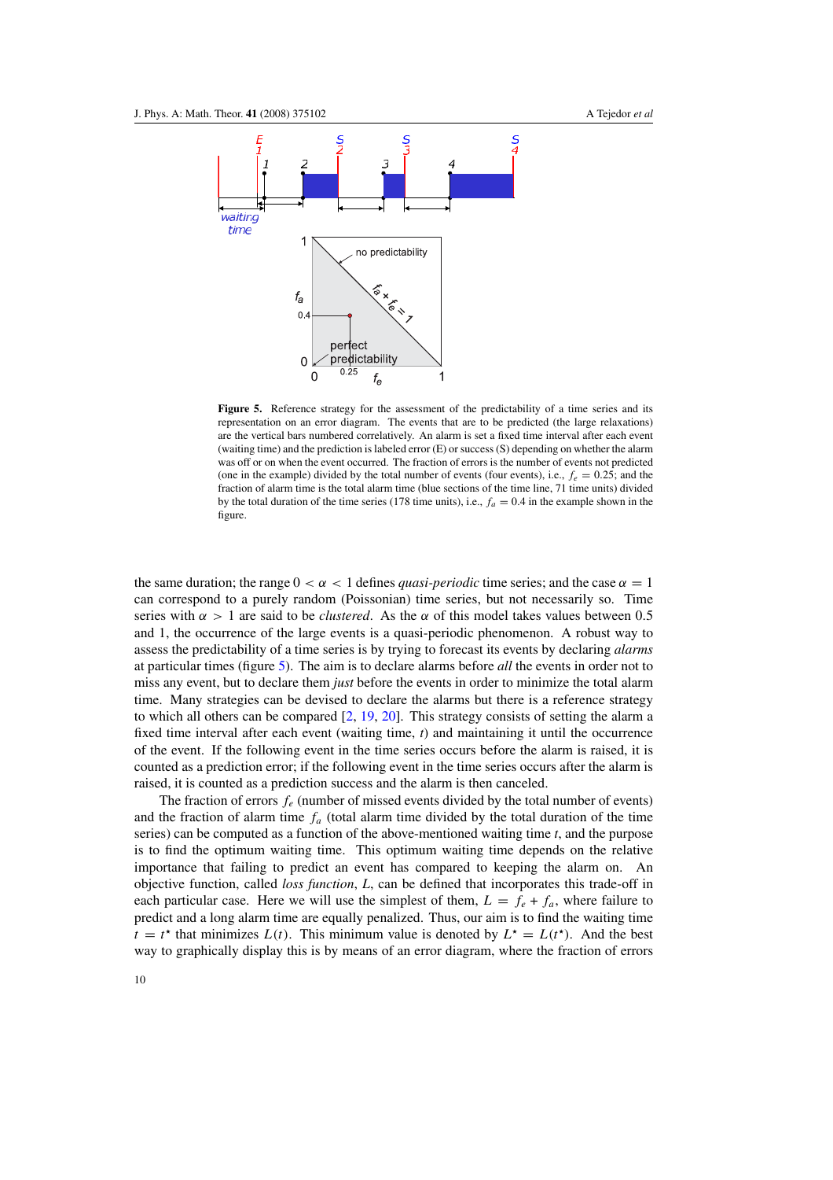**Figure 5.** Reference strategy for the assessment of the predictability of a time series and its representation on an error diagram. The events that are to be predicted (the large relaxations) are the vertical bars numbered correlatively. An alarm is set a fixed time interval after each event (waiting time) and the prediction is labeled error (E) or success (S) depending on whether the alarm was off or on when the event occurred. The fraction of errors is the number of events not predicted (one in the example) divided by the total number of events (four events), i.e., $f_e = 0.25$; and the fraction of alarm time is the total alarm time (blue sections of the time line, 71 time units) divided by the total duration of the time series (178 time units), i.e., $f_a = 0.4$ in the example shown in the figure.

the same duration; the range $0 < \alpha < 1$ defines *quasi-periodic* time series; and the case $\alpha = 1$ can correspond to a purely random (Poissonian) time series, but not necessarily so. Time series with $\alpha > 1$ are said to be *clustered*. As the $\alpha$ of this model takes values between 0.5 and 1, the occurrence of the large events is a quasi-periodic phenomenon. A robust way to assess the predictability of a time series is by trying to forecast its events by declaring *alarms* at particular times (figure 5). The aim is to declare alarms before *all* the events in order not to miss any event, but to declare them *just* before the events in order to minimize the total alarm time. Many strategies can be devised to declare the alarms but there is a reference strategy to which all others can be compared [2, 19, 20]. This strategy consists of setting the alarm a fixed time interval after each event (waiting time, $t$) and maintaining it until the occurrence of the event. If the following event in the time series occurs before the alarm is raised, it is counted as a prediction error; if the following event in the time series occurs after the alarm is raised, it is counted as a prediction success and the alarm is then canceled.

The fraction of errors $f_e$ (number of missed events divided by the total number of events) and the fraction of alarm time $f_a$ (total alarm time divided by the total duration of the time series) can be computed as a function of the above-mentioned waiting time $t$, and the purpose is to find the optimum waiting time. This optimum waiting time depends on the relative importance that failing to predict an event has compared to keeping the alarm on. An objective function, called *loss function*, $L$, can be defined that incorporates this trade-off in each particular case. Here we will use the simplest of them, $L = f_e + f_a$, where failure to predict and a long alarm time are equally penalized. Thus, our aim is to find the waiting time $t = t^\star$ that minimizes $L(t)$. This minimum value is denoted by $L^\star = L(t^\star)$. And the best way to graphically display this is by means of an error diagram, where the fraction of errors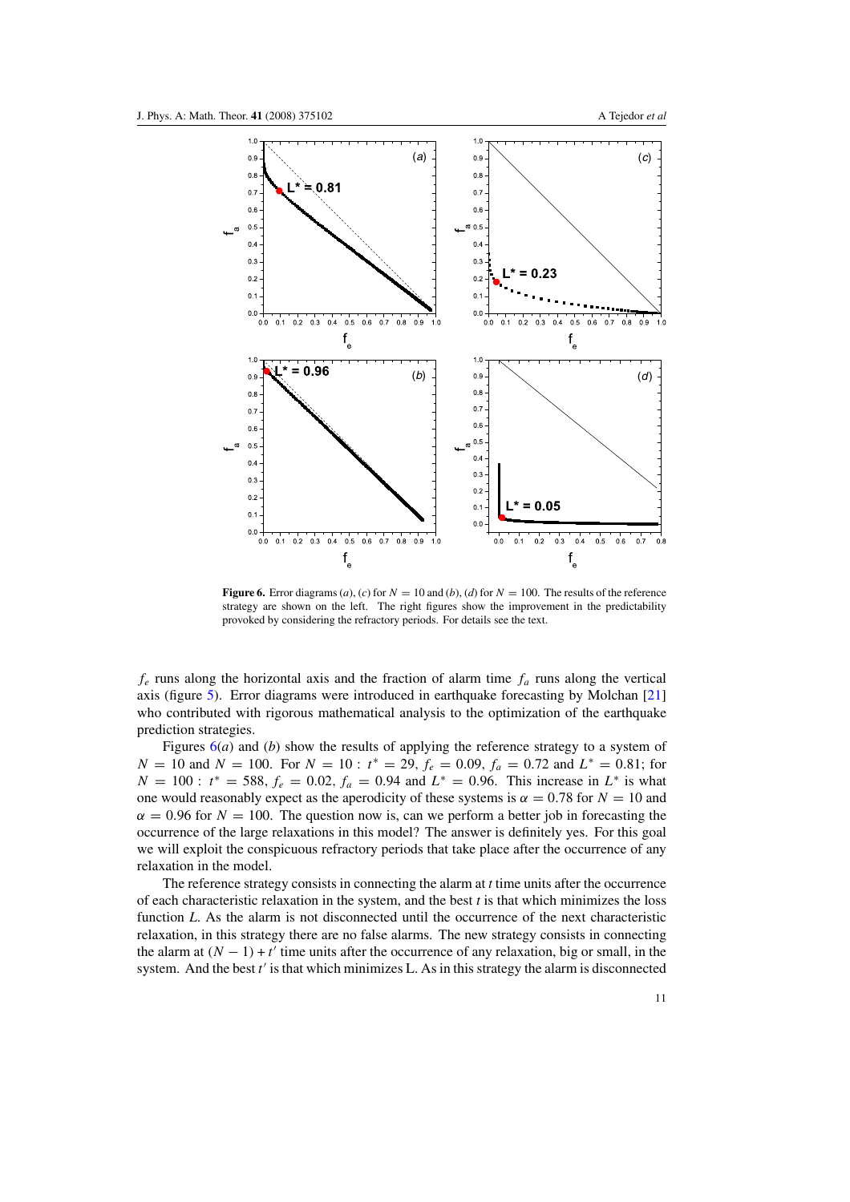**Figure 6.** Error diagrams (*a*), (*c*) for $N = 10$ and (*b*), (*d*) for $N = 100$. The results of the reference strategy are shown on the left. The right figures show the improvement in the predictability provoked by considering the refractory periods. For details see the text.

$f_e$ runs along the horizontal axis and the fraction of alarm time $f_a$ runs along the vertical axis (figure 5). Error diagrams were introduced in earthquake forecasting by Molchan [21] who contributed with rigorous mathematical analysis to the optimization of the earthquake prediction strategies.

Figures 6(*a*) and (*b*) show the results of applying the reference strategy to a system of $N = 10$ and $N = 100$. For $N = 10$ : $t^* = 29$, $f_e = 0.09$, $f_a = 0.72$ and $L^* = 0.81$; for $N = 100$ : $t^* = 588$, $f_e = 0.02$, $f_a = 0.94$ and $L^* = 0.96$. This increase in $L^*$ is what one would reasonably expect as the aperodicity of these systems is $\alpha = 0.78$ for $N = 10$ and $\alpha = 0.96$ for $N = 100$. The question now is, can we perform a better job in forecasting the occurrence of the large relaxations in this model? The answer is definitely yes. For this goal we will exploit the conspicuous refractory periods that take place after the occurrence of any relaxation in the model.

The reference strategy consists in connecting the alarm at $t$ time units after the occurrence of each characteristic relaxation in the system, and the best $t$ is that which minimizes the loss function $L$. As the alarm is not disconnected until the occurrence of the next characteristic relaxation, in this strategy there are no false alarms. The new strategy consists in connecting the alarm at $(N - 1) + t'$ time units after the occurrence of any relaxation, big or small, in the system. And the best $t'$ is that which minimizes L. As in this strategy the alarm is disconnected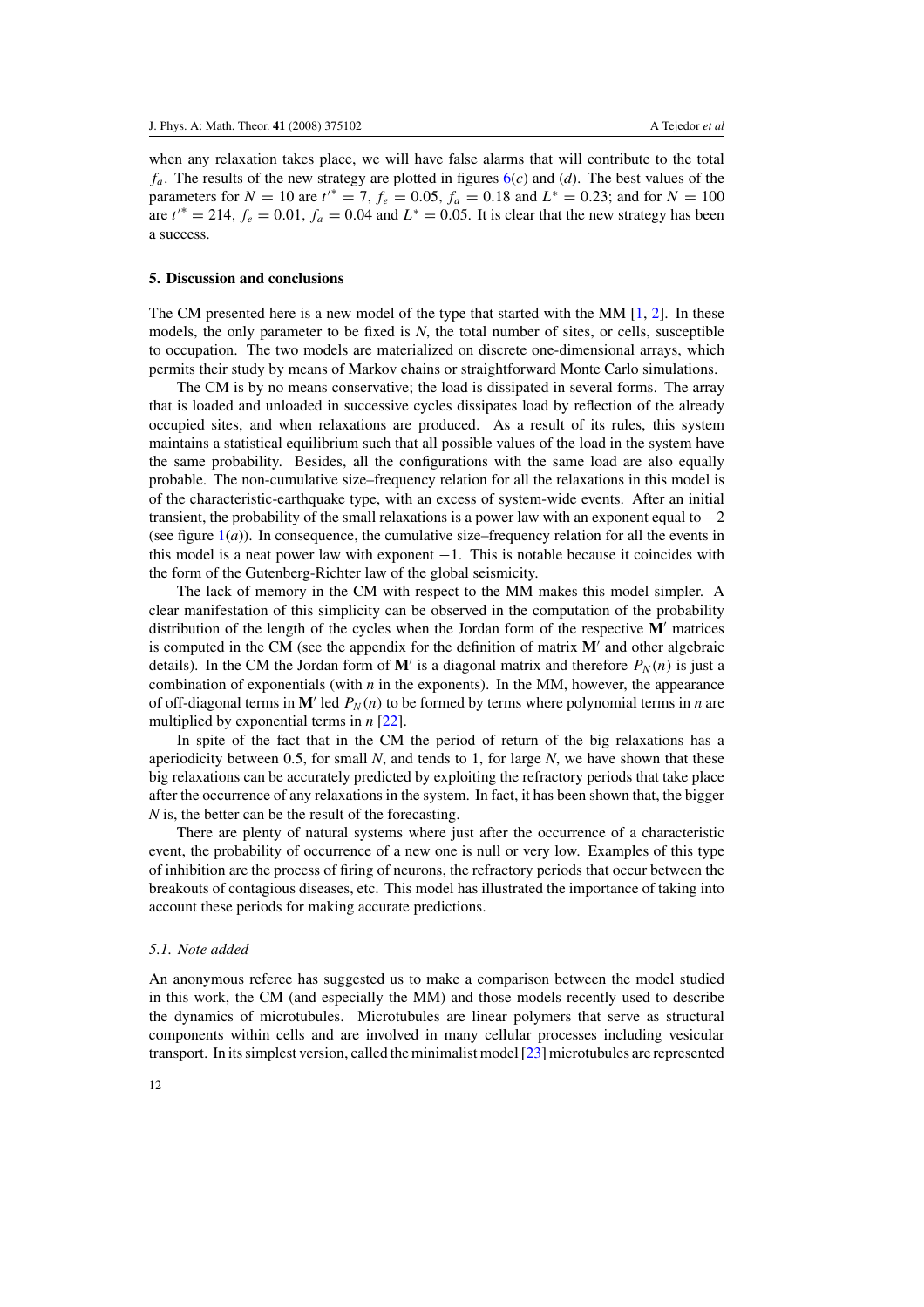when any relaxation takes place, we will have false alarms that will contribute to the total $f_a$. The results of the new strategy are plotted in figures 6(*c*) and (*d*). The best values of the parameters for $N = 10$ are $t'^* = 7$, $f_e = 0.05$, $f_a = 0.18$ and $L^* = 0.23$; and for $N = 100$ are $t'^* = 214$, $f_e = 0.01$, $f_a = 0.04$ and $L^* = 0.05$. It is clear that the new strategy has been a success.

## 5. Discussion and conclusions

The CM presented here is a new model of the type that started with the MM [1, 2]. In these models, the only parameter to be fixed is *N*, the total number of sites, or cells, susceptible to occupation. The two models are materialized on discrete one-dimensional arrays, which permits their study by means of Markov chains or straightforward Monte Carlo simulations.

The CM is by no means conservative; the load is dissipated in several forms. The array that is loaded and unloaded in successive cycles dissipates load by reflection of the already occupied sites, and when relaxations are produced. As a result of its rules, this system maintains a statistical equilibrium such that all possible values of the load in the system have the same probability. Besides, all the configurations with the same load are also equally probable. The non-cumulative size–frequency relation for all the relaxations in this model is of the characteristic-earthquake type, with an excess of system-wide events. After an initial transient, the probability of the small relaxations is a power law with an exponent equal to $-2$ (see figure 1(*a*)). In consequence, the cumulative size–frequency relation for all the events in this model is a neat power law with exponent $-1$. This is notable because it coincides with the form of the Gutenberg-Richter law of the global seismicity.

The lack of memory in the CM with respect to the MM makes this model simpler. A clear manifestation of this simplicity can be observed in the computation of the probability distribution of the length of the cycles when the Jordan form of the respective $\mathbf{M}'$ matrices is computed in the CM (see the appendix for the definition of matrix $\mathbf{M}'$ and other algebraic details). In the CM the Jordan form of $\mathbf{M}'$ is a diagonal matrix and therefore $P_N(n)$ is just a combination of exponentials (with *n* in the exponents). In the MM, however, the appearance of off-diagonal terms in $\mathbf{M}'$ led $P_N(n)$ to be formed by terms where polynomial terms in *n* are multiplied by exponential terms in *n* [22].

In spite of the fact that in the CM the period of return of the big relaxations has a aperiodicity between 0.5, for small *N*, and tends to 1, for large *N*, we have shown that these big relaxations can be accurately predicted by exploiting the refractory periods that take place after the occurrence of any relaxations in the system. In fact, it has been shown that, the bigger *N* is, the better can be the result of the forecasting.

There are plenty of natural systems where just after the occurrence of a characteristic event, the probability of occurrence of a new one is null or very low. Examples of this type of inhibition are the process of firing of neurons, the refractory periods that occur between the breakouts of contagious diseases, etc. This model has illustrated the importance of taking into account these periods for making accurate predictions.

### 5.1. Note added

An anonymous referee has suggested us to make a comparison between the model studied in this work, the CM (and especially the MM) and those models recently used to describe the dynamics of microtubules. Microtubules are linear polymers that serve as structural components within cells and are involved in many cellular processes including vesicular transport. In its simplest version, called the minimalist model [23] microtubules are represented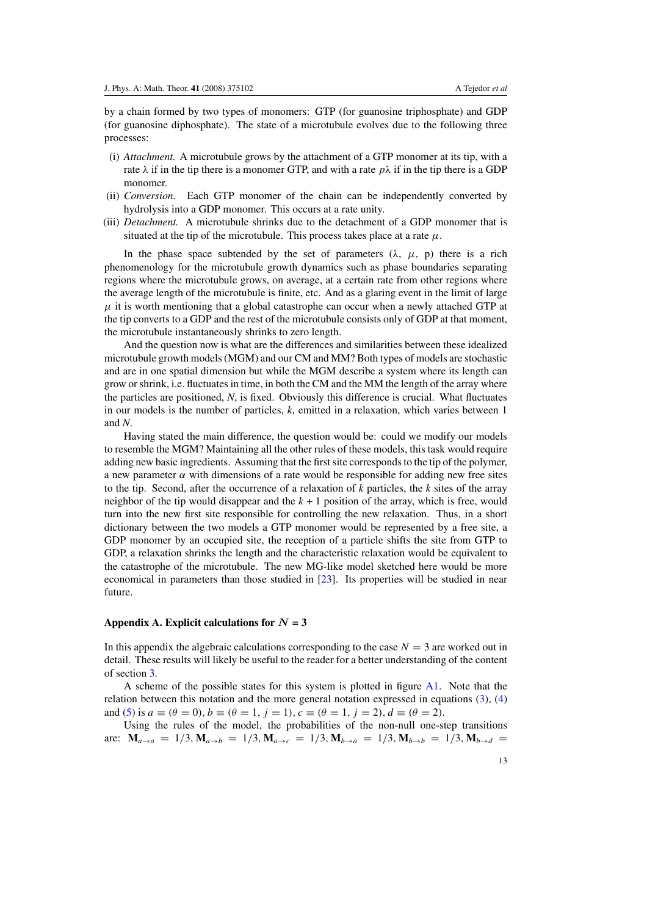by a chain formed by two types of monomers: GTP (for guanosine triphosphate) and GDP (for guanosine diphosphate). The state of a microtubule evolves due to the following three processes:

(i) *Attachment.* A microtubule grows by the attachment of a GTP monomer at its tip, with a rate $\lambda$ if in the tip there is a monomer GTP, and with a rate $p\lambda$ if in the tip there is a GDP monomer.

(ii) *Conversion.* Each GTP monomer of the chain can be independently converted by hydrolysis into a GDP monomer. This occurs at a rate unity.

(iii) *Detachment.* A microtubule shrinks due to the detachment of a GDP monomer that is situated at the tip of the microtubule. This process takes place at a rate $\mu$.

In the phase space subtended by the set of parameters ($\lambda$, $\mu$, p) there is a rich phenomenology for the microtubule growth dynamics such as phase boundaries separating regions where the microtubule grows, on average, at a certain rate from other regions where the average length of the microtubule is finite, etc. And as a glaring event in the limit of large $\mu$ it is worth mentioning that a global catastrophe can occur when a newly attached GTP at the tip converts to a GDP and the rest of the microtubule consists only of GDP at that moment, the microtubule instantaneously shrinks to zero length.

And the question now is what are the differences and similarities between these idealized microtubule growth models (MGM) and our CM and MM? Both types of models are stochastic and are in one spatial dimension but while the MGM describe a system where its length can grow or shrink, i.e. fluctuates in time, in both the CM and the MM the length of the array where the particles are positioned, *N*, is fixed. Obviously this difference is crucial. What fluctuates in our models is the number of particles, *k*, emitted in a relaxation, which varies between 1 and *N*.

Having stated the main difference, the question would be: could we modify our models to resemble the MGM? Maintaining all the other rules of these models, this task would require adding new basic ingredients. Assuming that the first site corresponds to the tip of the polymer, a new parameter $\alpha$ with dimensions of a rate would be responsible for adding new free sites to the tip. Second, after the occurrence of a relaxation of *k* particles, the *k* sites of the array neighbor of the tip would disappear and the $k + 1$ position of the array, which is free, would turn into the new first site responsible for controlling the new relaxation. Thus, in a short dictionary between the two models a GTP monomer would be represented by a free site, a GDP monomer by an occupied site, the reception of a particle shifts the site from GTP to GDP, a relaxation shrinks the length and the characteristic relaxation would be equivalent to the catastrophe of the microtubule. The new MG-like model sketched here would be more economical in parameters than those studied in [23]. Its properties will be studied in near future.

## Appendix A. Explicit calculations for $N = 3$

In this appendix the algebraic calculations corresponding to the case $N = 3$ are worked out in detail. These results will likely be useful to the reader for a better understanding of the content of section 3.

A scheme of the possible states for this system is plotted in figure A1. Note that the relation between this notation and the more general notation expressed in equations (3), (4) and (5) is $a \equiv (\theta = 0)$, $b \equiv (\theta = 1,\ j = 1)$, $c \equiv (\theta = 1,\ j = 2)$, $d \equiv (\theta = 2)$.

Using the rules of the model, the probabilities of the non-null one-step transitions are: $\mathbf{M}_{a\to a} = 1/3, \mathbf{M}_{a\to b} = 1/3, \mathbf{M}_{a\to c} = 1/3, \mathbf{M}_{b\to a} = 1/3, \mathbf{M}_{b\to b} = 1/3, \mathbf{M}_{b\to d} =$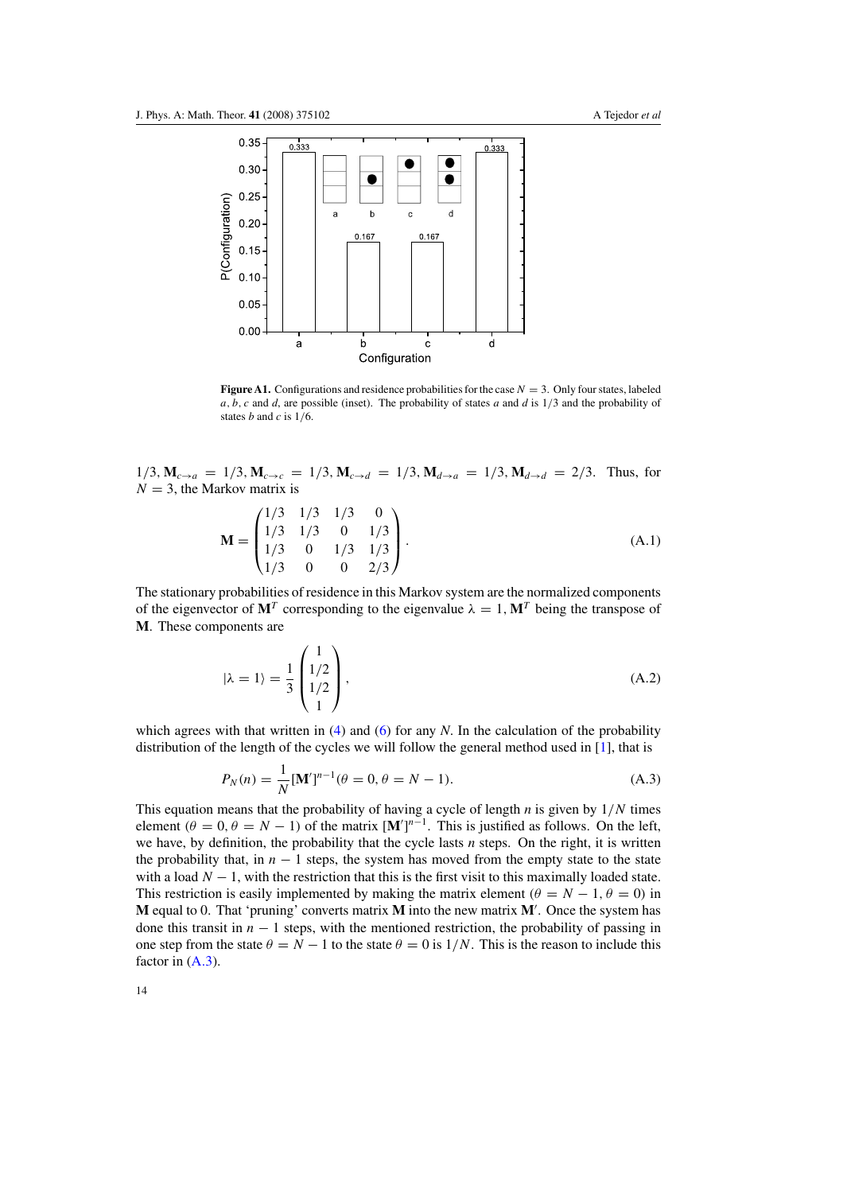**Figure A1.** Configurations and residence probabilities for the case $N = 3$. Only four states, labeled $a$, $b$, $c$ and $d$, are possible (inset). The probability of states $a$ and $d$ is $1/3$ and the probability of states $b$ and $c$ is $1/6$.

$1/3, \mathbf{M}_{c\to a} = 1/3, \mathbf{M}_{c\to c} = 1/3, \mathbf{M}_{c\to d} = 1/3, \mathbf{M}_{d\to a} = 1/3, \mathbf{M}_{d\to d} = 2/3$. Thus, for $N = 3$, the Markov matrix is

$$\mathbf{M} = \begin{pmatrix} 1/3 & 1/3 & 1/3 & 0 \\ 1/3 & 1/3 & 0 & 1/3 \\ 1/3 & 0 & 1/3 & 1/3 \\ 1/3 & 0 & 0 & 2/3 \end{pmatrix}. \tag{A.1}$$

The stationary probabilities of residence in this Markov system are the normalized components of the eigenvector of $\mathbf{M}^T$ corresponding to the eigenvalue $\lambda = 1$, $\mathbf{M}^T$ being the transpose of $\mathbf{M}$. These components are

$$|\lambda = 1\rangle = \frac{1}{3}\begin{pmatrix} 1 \\ 1/2 \\ 1/2 \\ 1 \end{pmatrix}, \tag{A.2}$$

which agrees with that written in (4) and (6) for any $N$. In the calculation of the probability distribution of the length of the cycles we will follow the general method used in [1], that is

$$P_N(n) = \frac{1}{N}[\mathbf{M}']^{n-1}(\theta = 0, \theta = N-1). \tag{A.3}$$

This equation means that the probability of having a cycle of length $n$ is given by $1/N$ times element $(\theta = 0, \theta = N-1)$ of the matrix $[\mathbf{M}']^{n-1}$. This is justified as follows. On the left, we have, by definition, the probability that the cycle lasts $n$ steps. On the right, it is written the probability that, in $n-1$ steps, the system has moved from the empty state to the state with a load $N-1$, with the restriction that this is the first visit to this maximally loaded state. This restriction is easily implemented by making the matrix element $(\theta = N-1, \theta = 0)$ in $\mathbf{M}$ equal to 0. That 'pruning' converts matrix $\mathbf{M}$ into the new matrix $\mathbf{M}'$. Once the system has done this transit in $n-1$ steps, with the mentioned restriction, the probability of passing in one step from the state $\theta = N-1$ to the state $\theta = 0$ is $1/N$. This is the reason to include this factor in (A.3).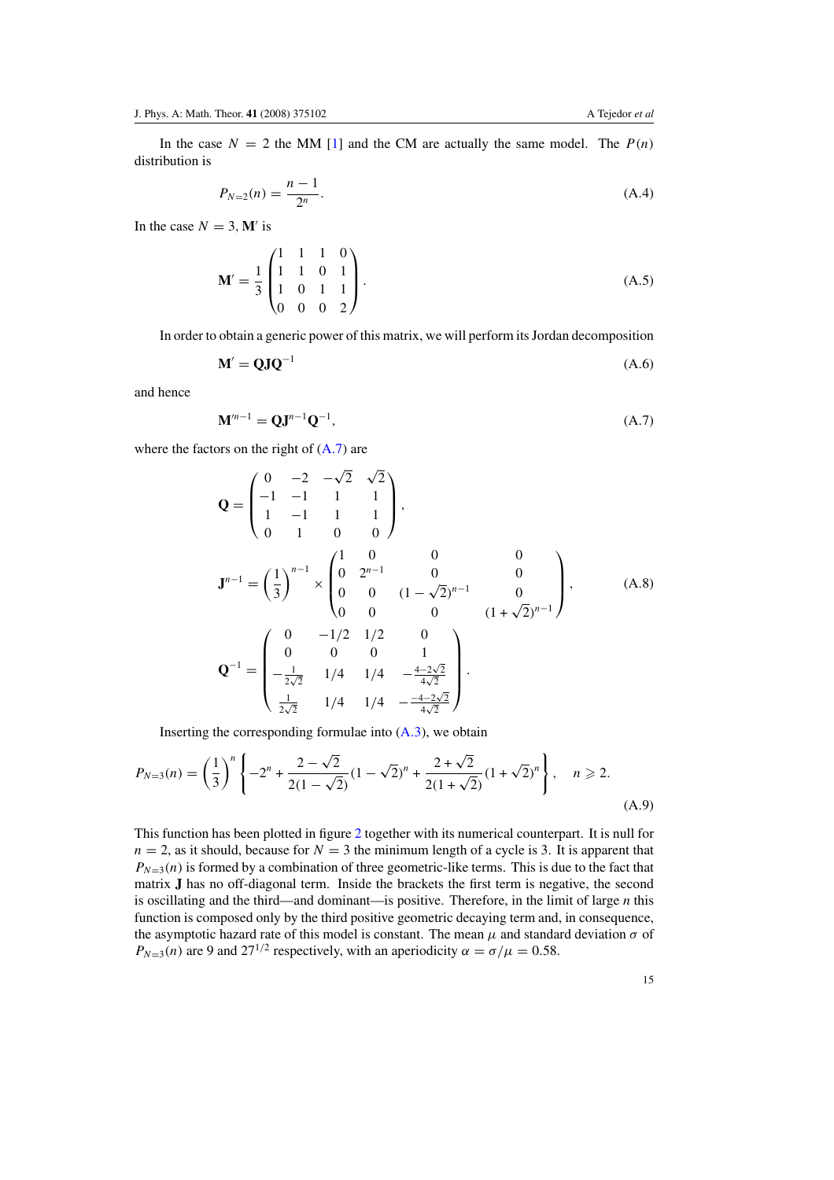In the case $N = 2$ the MM [1] and the CM are actually the same model. The $P(n)$ distribution is

$$P_{N=2}(n) = \frac{n-1}{2^n}. \tag{A.4}$$

In the case $N = 3$, $\mathbf{M}'$ is

$$\mathbf{M}' = \frac{1}{3}\begin{pmatrix} 1 & 1 & 1 & 0 \\ 1 & 1 & 0 & 1 \\ 1 & 0 & 1 & 1 \\ 0 & 0 & 0 & 2 \end{pmatrix}. \tag{A.5}$$

In order to obtain a generic power of this matrix, we will perform its Jordan decomposition

$$\mathbf{M}' = \mathbf{Q}\mathbf{J}\mathbf{Q}^{-1} \tag{A.6}$$

and hence

$$\mathbf{M}'^{n-1} = \mathbf{Q}\mathbf{J}^{n-1}\mathbf{Q}^{-1}, \tag{A.7}$$

where the factors on the right of (A.7) are

$$\begin{aligned}
\mathbf{Q} &= \begin{pmatrix} 0 & -2 & -\sqrt{2} & \sqrt{2} \\ -1 & -1 & 1 & 1 \\ 1 & -1 & 1 & 1 \\ 0 & 1 & 0 & 0 \end{pmatrix}, \\
\mathbf{J}^{n-1} &= \left(\frac{1}{3}\right)^{n-1} \times \begin{pmatrix} 1 & 0 & 0 & 0 \\ 0 & 2^{n-1} & 0 & 0 \\ 0 & 0 & (1-\sqrt{2})^{n-1} & 0 \\ 0 & 0 & 0 & (1+\sqrt{2})^{n-1} \end{pmatrix}, \\
\mathbf{Q}^{-1} &= \begin{pmatrix} 0 & -1/2 & 1/2 & 0 \\ 0 & 0 & 0 & 1 \\ -\frac{1}{2\sqrt{2}} & 1/4 & 1/4 & -\frac{4-2\sqrt{2}}{4\sqrt{2}} \\ \frac{1}{2\sqrt{2}} & 1/4 & 1/4 & -\frac{-4-2\sqrt{2}}{4\sqrt{2}} \end{pmatrix}.
\end{aligned} \tag{A.8}$$

Inserting the corresponding formulae into (A.3), we obtain

$$P_{N=3}(n) = \left(\frac{1}{3}\right)^n \left\{ -2^n + \frac{2-\sqrt{2}}{2(1-\sqrt{2})}(1-\sqrt{2})^n + \frac{2+\sqrt{2}}{2(1+\sqrt{2})}(1+\sqrt{2})^n \right\}, \quad n \geqslant 2. \tag{A.9}$$

This function has been plotted in figure 2 together with its numerical counterpart. It is null for $n = 2$, as it should, because for $N = 3$ the minimum length of a cycle is 3. It is apparent that $P_{N=3}(n)$ is formed by a combination of three geometric-like terms. This is due to the fact that matrix $\mathbf{J}$ has no off-diagonal term. Inside the brackets the first term is negative, the second is oscillating and the third—and dominant—is positive. Therefore, in the limit of large $n$ this function is composed only by the third positive geometric decaying term and, in consequence, the asymptotic hazard rate of this model is constant. The mean $\mu$ and standard deviation $\sigma$ of $P_{N=3}(n)$ are 9 and $27^{1/2}$ respectively, with an aperiodicity $\alpha = \sigma/\mu = 0.58$.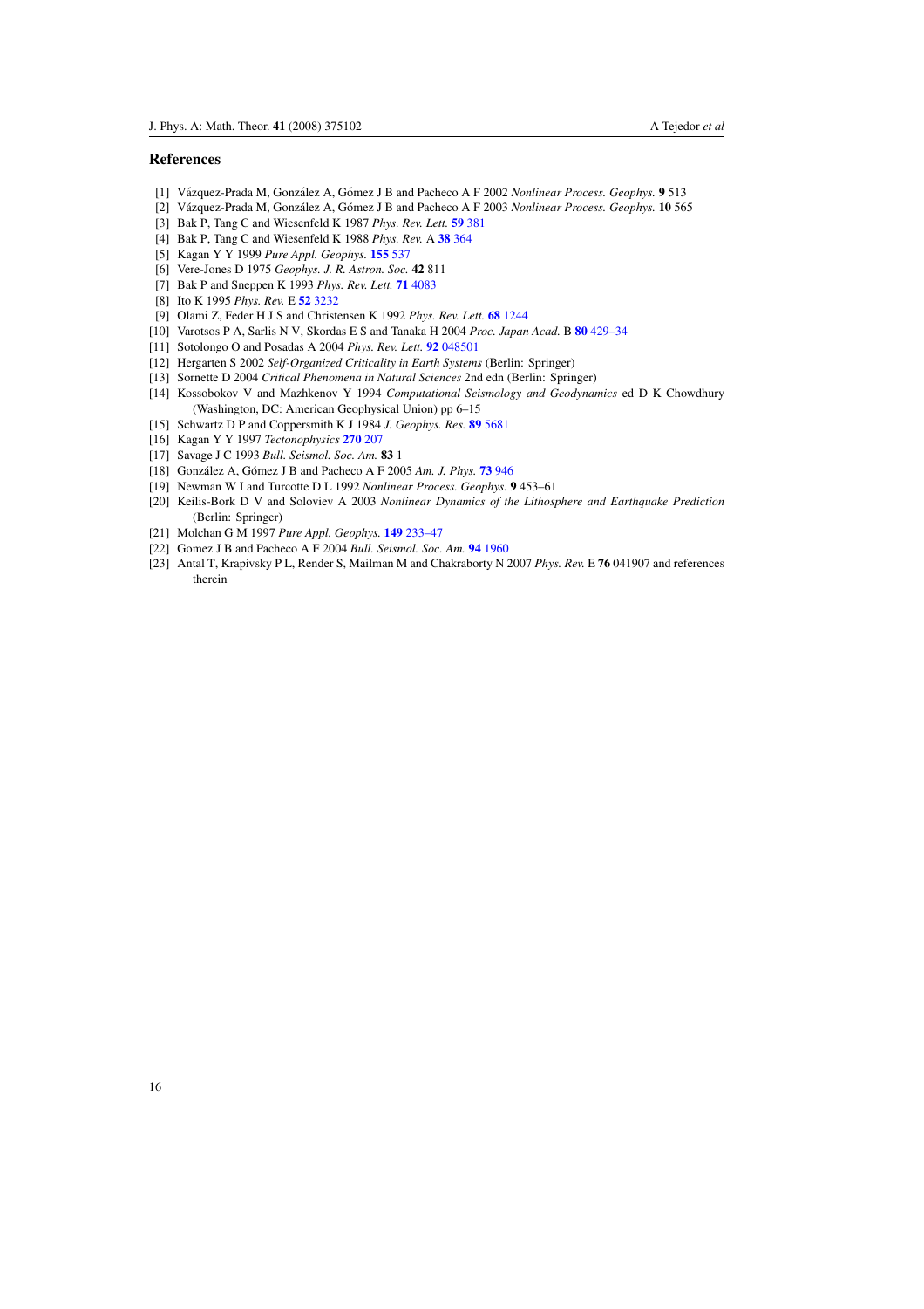## References

[1] Vázquez-Prada M, González A, Gómez J B and Pacheco A F 2002 *Nonlinear Process. Geophys.* **9** 513

[2] Vázquez-Prada M, González A, Gómez J B and Pacheco A F 2003 *Nonlinear Process. Geophys.* **10** 565

[3] Bak P, Tang C and Wiesenfeld K 1987 *Phys. Rev. Lett.* **59** 381

[4] Bak P, Tang C and Wiesenfeld K 1988 *Phys. Rev.* A **38** 364

[5] Kagan Y Y 1999 *Pure Appl. Geophys.* **155** 537

[6] Vere-Jones D 1975 *Geophys. J. R. Astron. Soc.* **42** 811

[7] Bak P and Sneppen K 1993 *Phys. Rev. Lett.* **71** 4083

[8] Ito K 1995 *Phys. Rev.* E **52** 3232

[9] Olami Z, Feder H J S and Christensen K 1992 *Phys. Rev. Lett.* **68** 1244

[10] Varotsos P A, Sarlis N V, Skordas E S and Tanaka H 2004 *Proc. Japan Acad.* B **80** 429–34

[11] Sotolongo O and Posadas A 2004 *Phys. Rev. Lett.* **92** 048501

[12] Hergarten S 2002 *Self-Organized Criticality in Earth Systems* (Berlin: Springer)

[13] Sornette D 2004 *Critical Phenomena in Natural Sciences* 2nd edn (Berlin: Springer)

[14] Kossobokov V and Mazhkenov Y 1994 *Computational Seismology and Geodynamics* ed D K Chowdhury (Washington, DC: American Geophysical Union) pp 6–15

[15] Schwartz D P and Coppersmith K J 1984 *J. Geophys. Res.* **89** 5681

[16] Kagan Y Y 1997 *Tectonophysics* **270** 207

[17] Savage J C 1993 *Bull. Seismol. Soc. Am.* **83** 1

[18] González A, Gómez J B and Pacheco A F 2005 *Am. J. Phys.* **73** 946

[19] Newman W I and Turcotte D L 1992 *Nonlinear Process. Geophys.* **9** 453–61

[20] Keilis-Bork D V and Soloviev A 2003 *Nonlinear Dynamics of the Lithosphere and Earthquake Prediction* (Berlin: Springer)

[21] Molchan G M 1997 *Pure Appl. Geophys.* **149** 233–47

[22] Gomez J B and Pacheco A F 2004 *Bull. Seismol. Soc. Am.* **94** 1960

[23] Antal T, Krapivsky P L, Render S, Mailman M and Chakraborty N 2007 *Phys. Rev.* E **76** 041907 and references therein